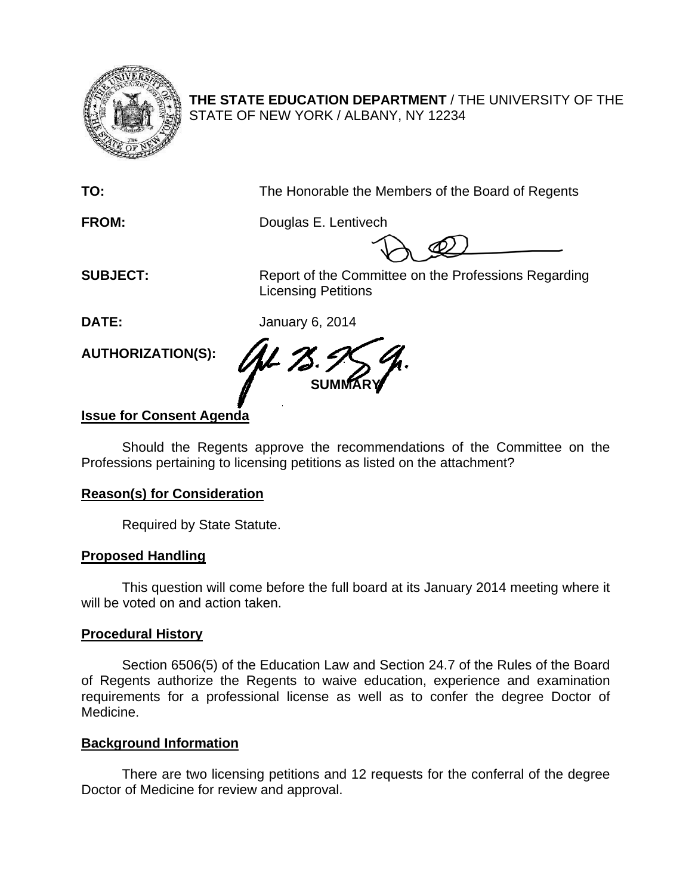**THE STATE EDUCATION DEPARTMENT** / THE UNIVERSITY OF THE STATE OF NEW YORK / ALBANY, NY 12234

**TO:** The Honorable the Members of the Board of Regents

**FROM:** Douglas E. Lentivech

**SUBJECT:** Report of the Committee on the Professions Regarding Licensing Petitions

**DATE:** January 6, 2014

**AUTHORIZATION(S):**

**SUMMARY**

**Issue for Consent Agenda**

Should the Regents approve the recommendations of the Committee on the Professions pertaining to licensing petitions as listed on the attachment?

**Reason(s) for Consideration**

Required by State Statute.

**Proposed Handling**

This question will come before the full board at its January 2014 meeting where it will be voted on and action taken.

**Procedural History**

Section 6506(5) of the Education Law and Section 24.7 of the Rules of the Board of Regents authorize the Regents to waive education, experience and examination requirements for a professional license as well as to confer the degree Doctor of Medicine.

**Background Information**

There are two licensing petitions and 12 requests for the conferral of the degree Doctor of Medicine for review and approval.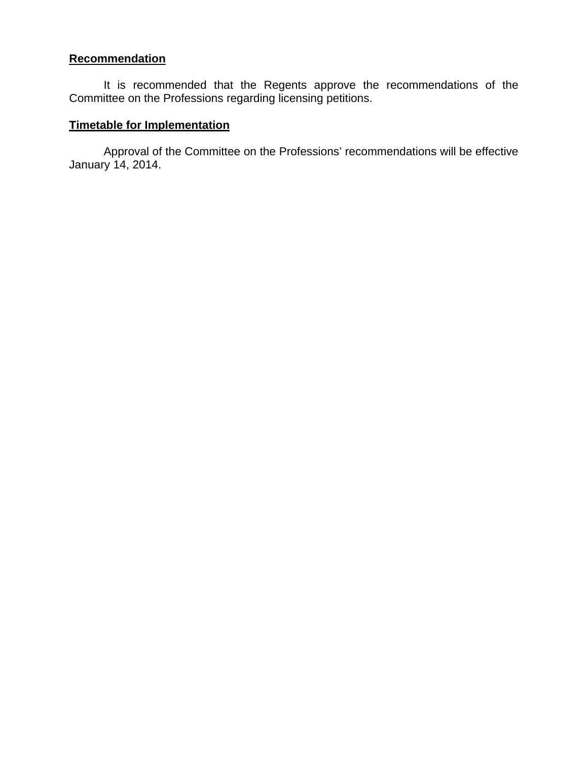**Recommendation**

It is recommended that the Regents approve the recommendations of the Committee on the Professions regarding licensing petitions.

**Timetable for Implementation**

Approval of the Committee on the Professions' recommendations will be effective January 14, 2014.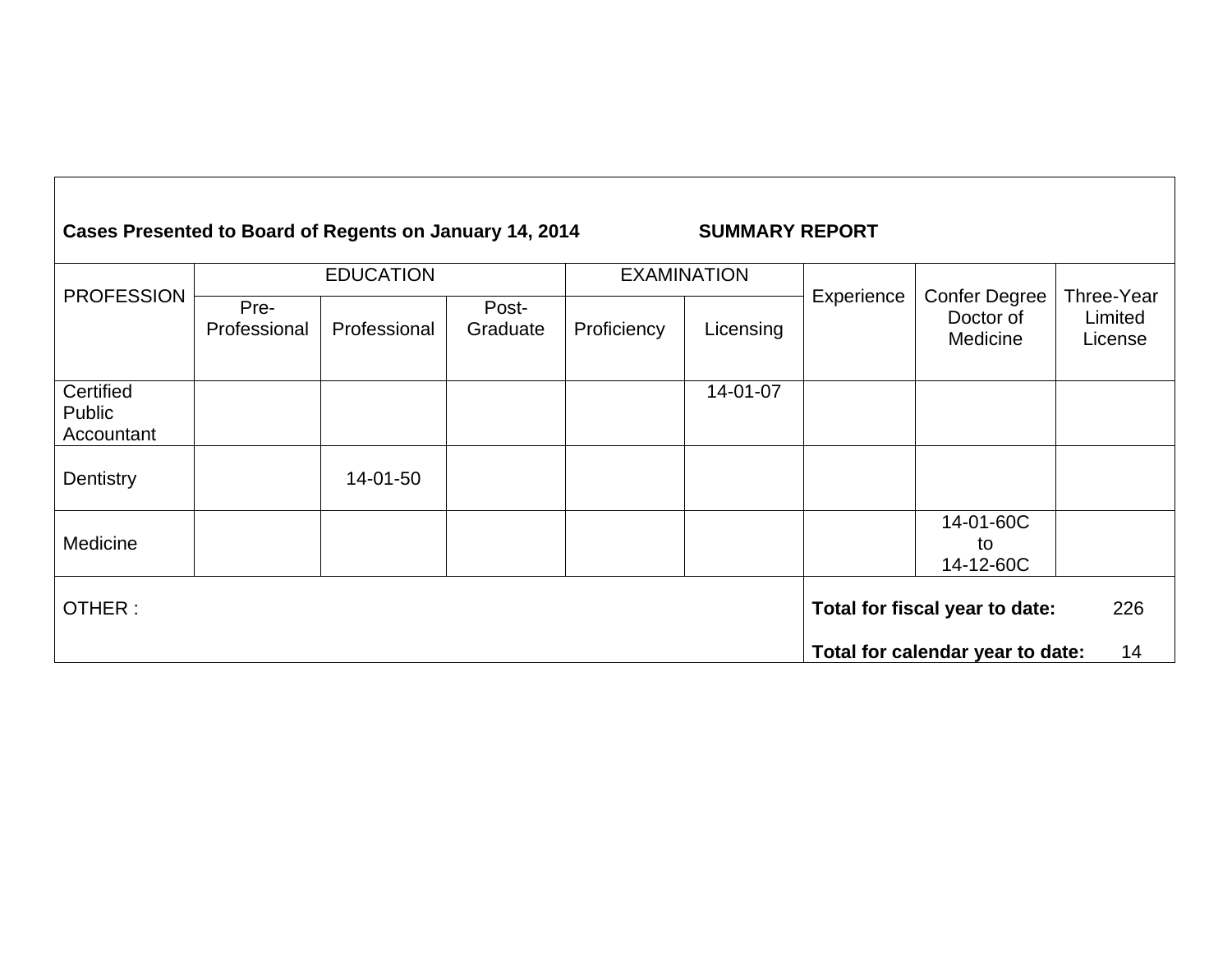**Cases Presented to Board of Regents on January 14, 2014 SUMMARY REPORT**

| PROFESSION | EDUCATION | | | EXAMINATION | | Experience | Confer Degree Doctor of Medicine | Three-Year Limited License |
|---|---|---|---|---|---|---|---|---|
| | Pre-Professional | Professional | Post-Graduate | Proficiency | Licensing | | | |
| Certified Public Accountant | | | | | 14-01-07 | | | |
| Dentistry | | 14-01-50 | | | | | | |
| Medicine | | | | | | | 14-01-60C to 14-12-60C | |
| OTHER : | | | | | | **Total for fiscal year to date:** 226 | | |
| | | | | | | **Total for calendar year to date:** 14 | | |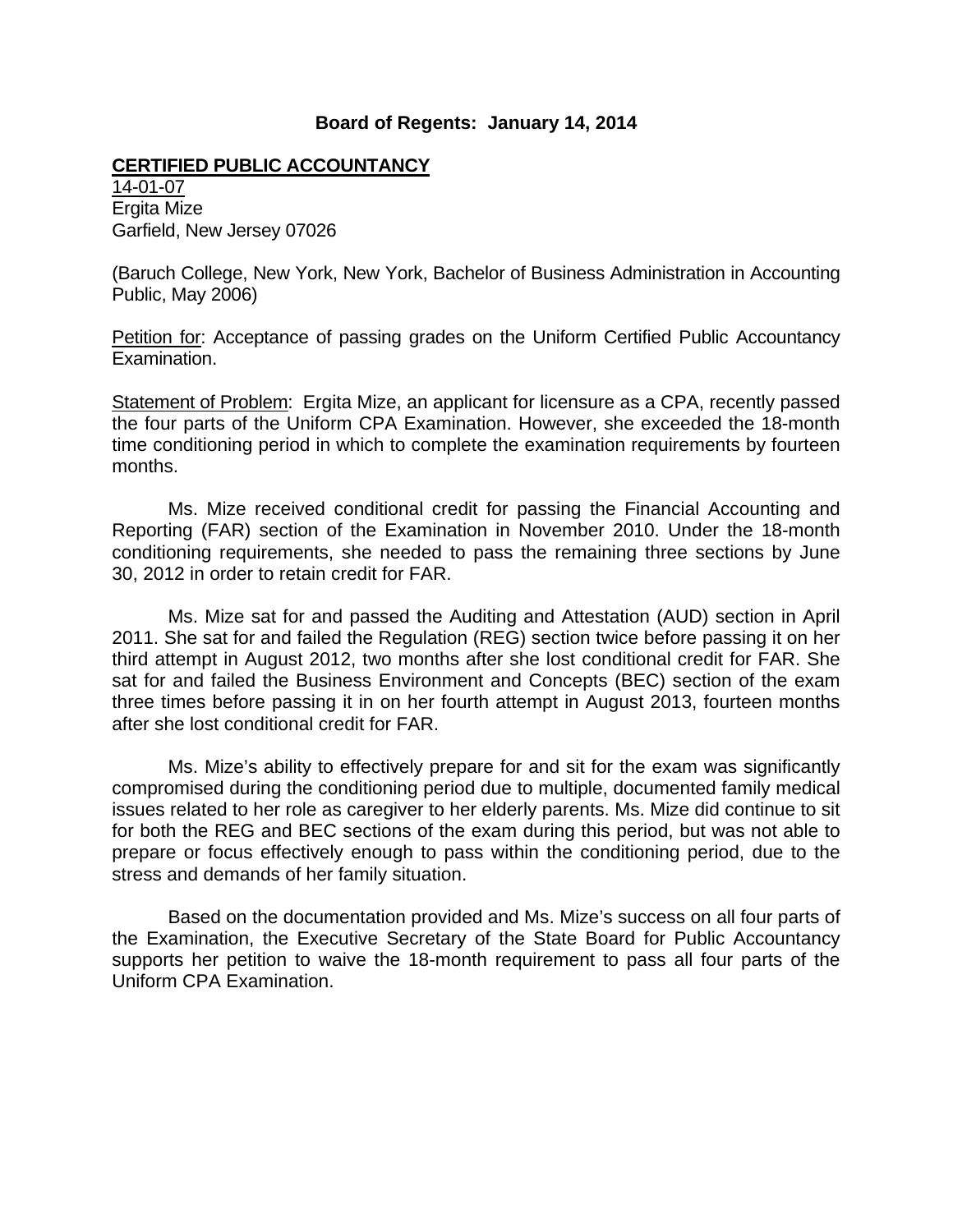**Board of Regents: January 14, 2014**

**CERTIFIED PUBLIC ACCOUNTANCY**

14-01-07
Ergita Mize
Garfield, New Jersey 07026

(Baruch College, New York, New York, Bachelor of Business Administration in Accounting Public, May 2006)

Petition for: Acceptance of passing grades on the Uniform Certified Public Accountancy Examination.

Statement of Problem: Ergita Mize, an applicant for licensure as a CPA, recently passed the four parts of the Uniform CPA Examination. However, she exceeded the 18-month time conditioning period in which to complete the examination requirements by fourteen months.

Ms. Mize received conditional credit for passing the Financial Accounting and Reporting (FAR) section of the Examination in November 2010. Under the 18-month conditioning requirements, she needed to pass the remaining three sections by June 30, 2012 in order to retain credit for FAR.

Ms. Mize sat for and passed the Auditing and Attestation (AUD) section in April 2011. She sat for and failed the Regulation (REG) section twice before passing it on her third attempt in August 2012, two months after she lost conditional credit for FAR. She sat for and failed the Business Environment and Concepts (BEC) section of the exam three times before passing it in on her fourth attempt in August 2013, fourteen months after she lost conditional credit for FAR.

Ms. Mize's ability to effectively prepare for and sit for the exam was significantly compromised during the conditioning period due to multiple, documented family medical issues related to her role as caregiver to her elderly parents. Ms. Mize did continue to sit for both the REG and BEC sections of the exam during this period, but was not able to prepare or focus effectively enough to pass within the conditioning period, due to the stress and demands of her family situation.

Based on the documentation provided and Ms. Mize's success on all four parts of the Examination, the Executive Secretary of the State Board for Public Accountancy supports her petition to waive the 18-month requirement to pass all four parts of the Uniform CPA Examination.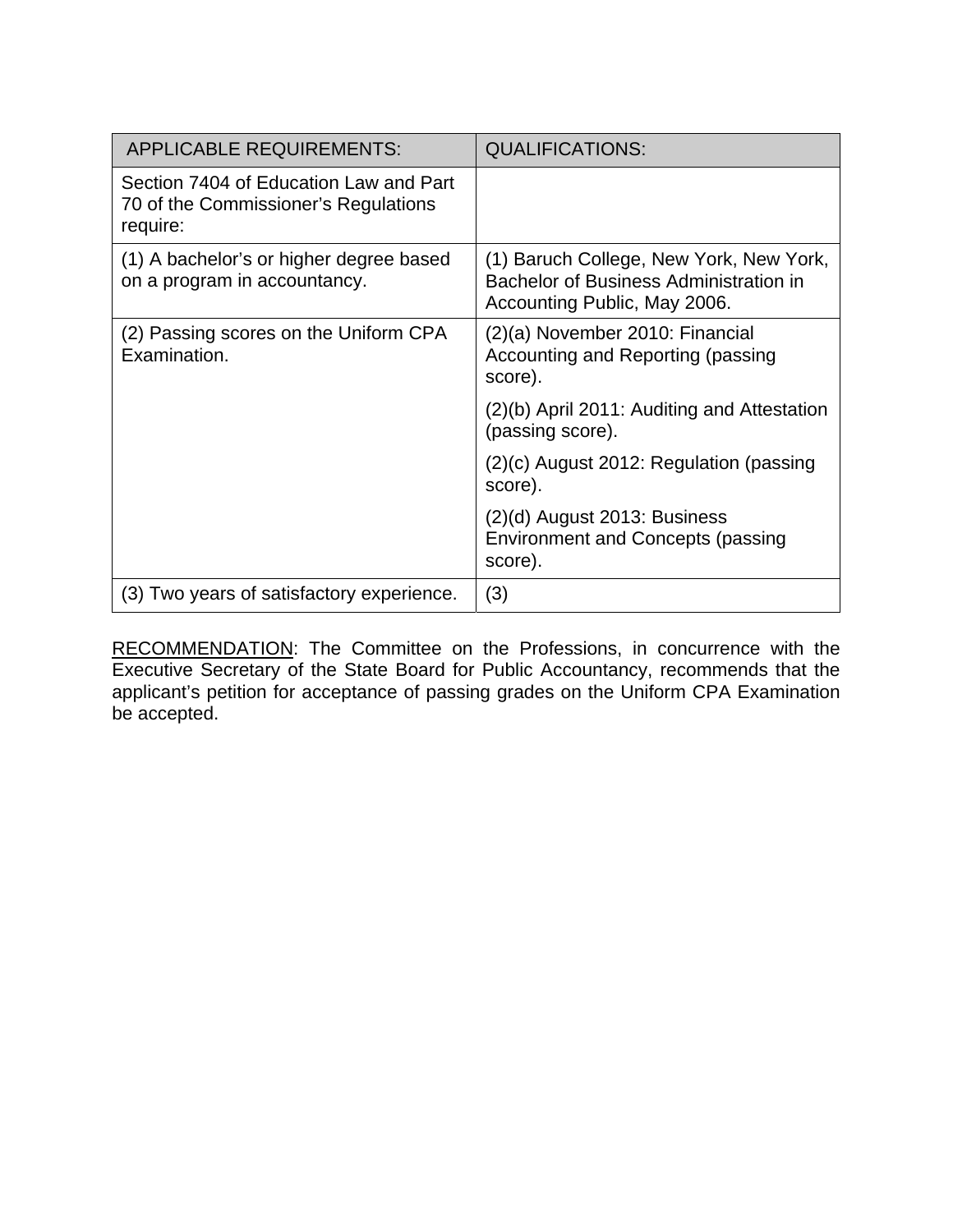| APPLICABLE REQUIREMENTS: | QUALIFICATIONS: |
| --- | --- |
| Section 7404 of Education Law and Part 70 of the Commissioner's Regulations require: | |
| (1) A bachelor's or higher degree based on a program in accountancy. | (1) Baruch College, New York, New York, Bachelor of Business Administration in Accounting Public, May 2006. |
| (2) Passing scores on the Uniform CPA Examination. | (2)(a) November 2010: Financial Accounting and Reporting (passing score). |
| | (2)(b) April 2011: Auditing and Attestation (passing score). |
| | (2)(c) August 2012: Regulation (passing score). |
| | (2)(d) August 2013: Business Environment and Concepts (passing score). |
| (3) Two years of satisfactory experience. | (3) |

RECOMMENDATION: The Committee on the Professions, in concurrence with the Executive Secretary of the State Board for Public Accountancy, recommends that the applicant's petition for acceptance of passing grades on the Uniform CPA Examination be accepted.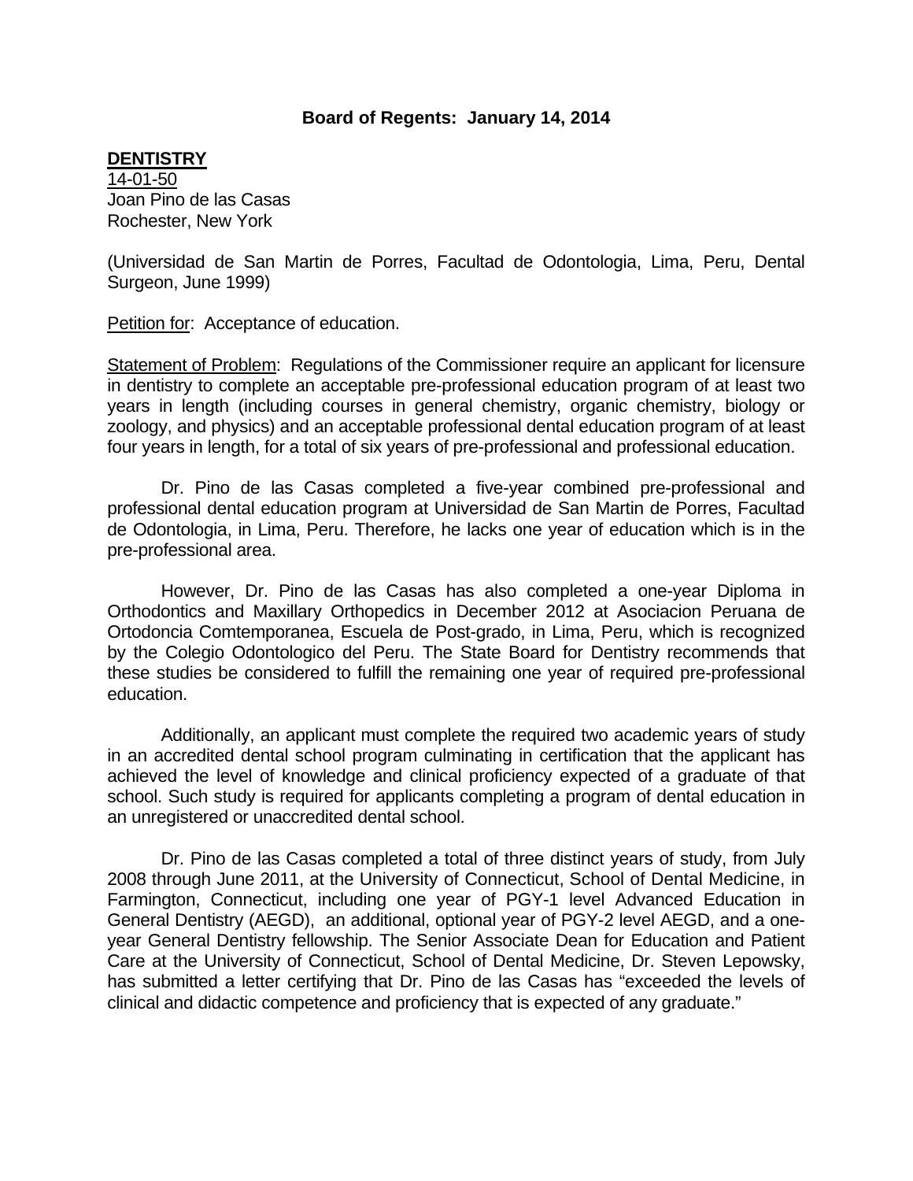**Board of Regents: January 14, 2014**

**DENTISTRY**

14-01-50
Joan Pino de las Casas
Rochester, New York

(Universidad de San Martin de Porres, Facultad de Odontologia, Lima, Peru, Dental Surgeon, June 1999)

Petition for: Acceptance of education.

Statement of Problem: Regulations of the Commissioner require an applicant for licensure in dentistry to complete an acceptable pre-professional education program of at least two years in length (including courses in general chemistry, organic chemistry, biology or zoology, and physics) and an acceptable professional dental education program of at least four years in length, for a total of six years of pre-professional and professional education.

Dr. Pino de las Casas completed a five-year combined pre-professional and professional dental education program at Universidad de San Martin de Porres, Facultad de Odontologia, in Lima, Peru. Therefore, he lacks one year of education which is in the pre-professional area.

However, Dr. Pino de las Casas has also completed a one-year Diploma in Orthodontics and Maxillary Orthopedics in December 2012 at Asociacion Peruana de Ortodoncia Comtemporanea, Escuela de Post-grado, in Lima, Peru, which is recognized by the Colegio Odontologico del Peru. The State Board for Dentistry recommends that these studies be considered to fulfill the remaining one year of required pre-professional education.

Additionally, an applicant must complete the required two academic years of study in an accredited dental school program culminating in certification that the applicant has achieved the level of knowledge and clinical proficiency expected of a graduate of that school. Such study is required for applicants completing a program of dental education in an unregistered or unaccredited dental school.

Dr. Pino de las Casas completed a total of three distinct years of study, from July 2008 through June 2011, at the University of Connecticut, School of Dental Medicine, in Farmington, Connecticut, including one year of PGY-1 level Advanced Education in General Dentistry (AEGD), an additional, optional year of PGY-2 level AEGD, and a one-year General Dentistry fellowship. The Senior Associate Dean for Education and Patient Care at the University of Connecticut, School of Dental Medicine, Dr. Steven Lepowsky, has submitted a letter certifying that Dr. Pino de las Casas has "exceeded the levels of clinical and didactic competence and proficiency that is expected of any graduate."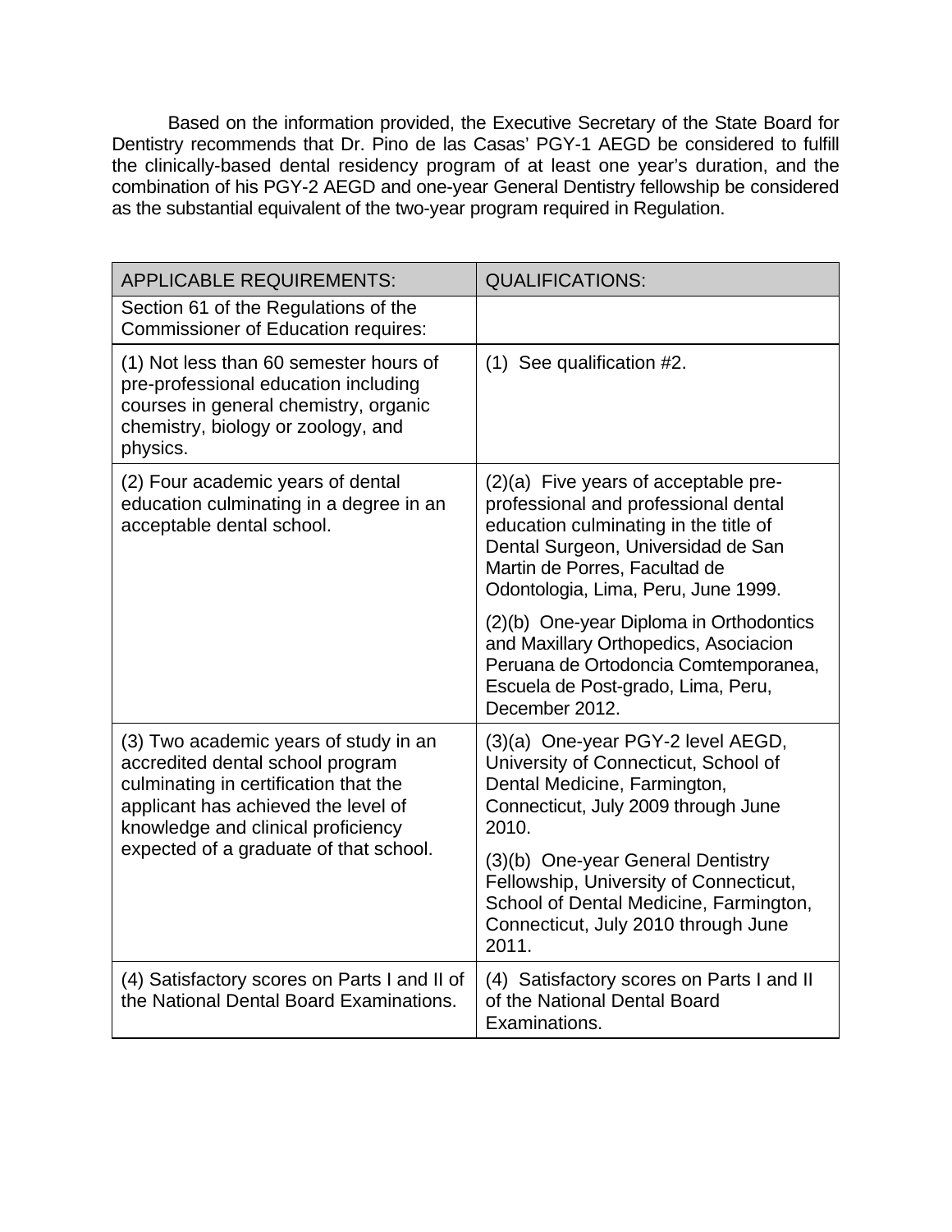Based on the information provided, the Executive Secretary of the State Board for Dentistry recommends that Dr. Pino de las Casas' PGY-1 AEGD be considered to fulfill the clinically-based dental residency program of at least one year's duration, and the combination of his PGY-2 AEGD and one-year General Dentistry fellowship be considered as the substantial equivalent of the two-year program required in Regulation.

| APPLICABLE REQUIREMENTS: | QUALIFICATIONS: |
| --- | --- |
| Section 61 of the Regulations of the Commissioner of Education requires: | |
| (1) Not less than 60 semester hours of pre-professional education including courses in general chemistry, organic chemistry, biology or zoology, and physics. | (1) See qualification #2. |
| (2) Four academic years of dental education culminating in a degree in an acceptable dental school. | (2)(a) Five years of acceptable pre-professional and professional dental education culminating in the title of Dental Surgeon, Universidad de San Martin de Porres, Facultad de Odontologia, Lima, Peru, June 1999.<br><br>(2)(b) One-year Diploma in Orthodontics and Maxillary Orthopedics, Asociacion Peruana de Ortodoncia Comtemporanea, Escuela de Post-grado, Lima, Peru, December 2012. |
| (3) Two academic years of study in an accredited dental school program culminating in certification that the applicant has achieved the level of knowledge and clinical proficiency expected of a graduate of that school. | (3)(a) One-year PGY-2 level AEGD, University of Connecticut, School of Dental Medicine, Farmington, Connecticut, July 2009 through June 2010.<br><br>(3)(b) One-year General Dentistry Fellowship, University of Connecticut, School of Dental Medicine, Farmington, Connecticut, July 2010 through June 2011. |
| (4) Satisfactory scores on Parts I and II of the National Dental Board Examinations. | (4) Satisfactory scores on Parts I and II of the National Dental Board Examinations. |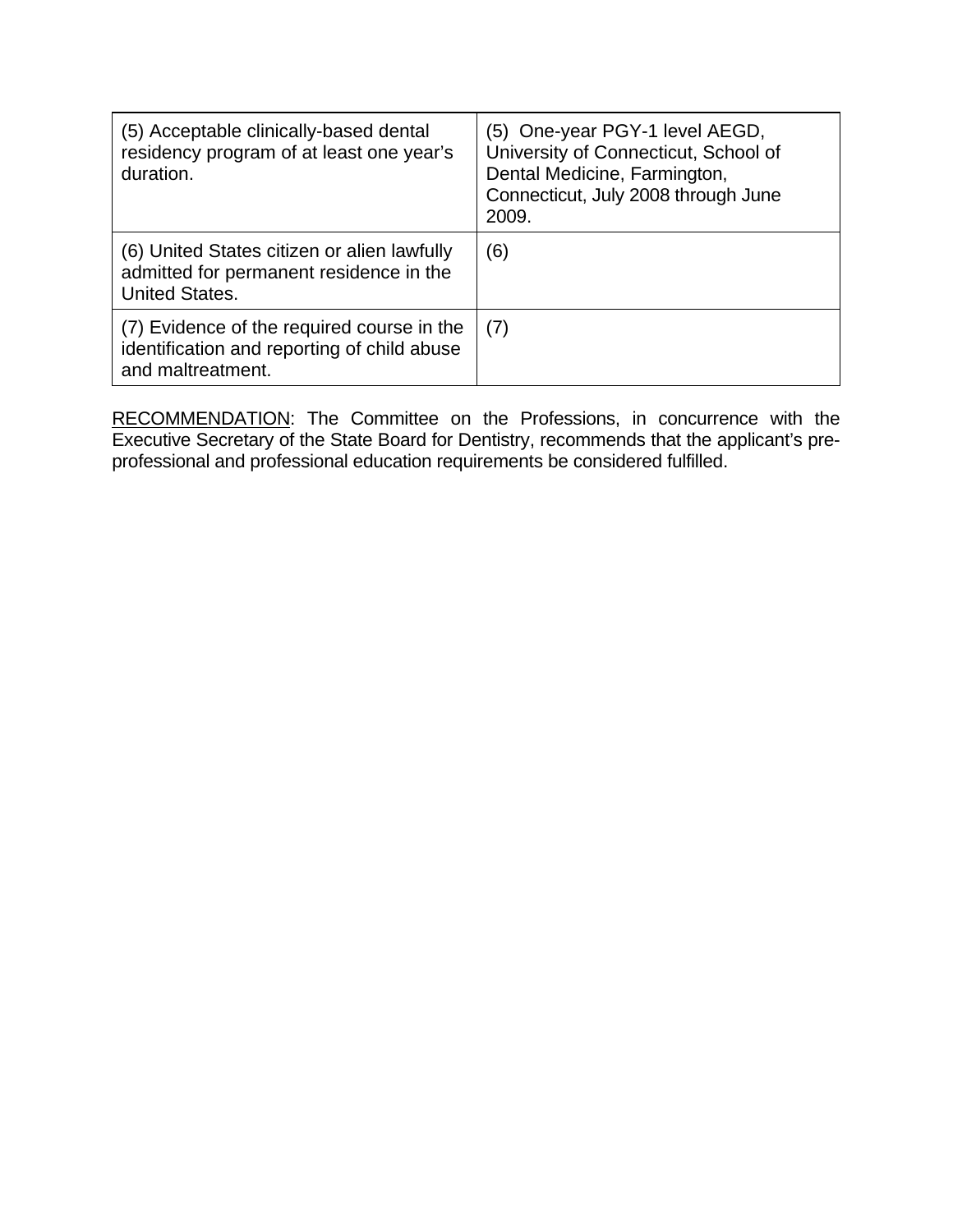| | |
|---|---|
| (5) Acceptable clinically-based dental residency program of at least one year's duration. | (5) One-year PGY-1 level AEGD, University of Connecticut, School of Dental Medicine, Farmington, Connecticut, July 2008 through June 2009. |
| (6) United States citizen or alien lawfully admitted for permanent residence in the United States. | (6) |
| (7) Evidence of the required course in the identification and reporting of child abuse and maltreatment. | (7) |

<u>RECOMMENDATION</u>: The Committee on the Professions, in concurrence with the Executive Secretary of the State Board for Dentistry, recommends that the applicant's pre-professional and professional education requirements be considered fulfilled.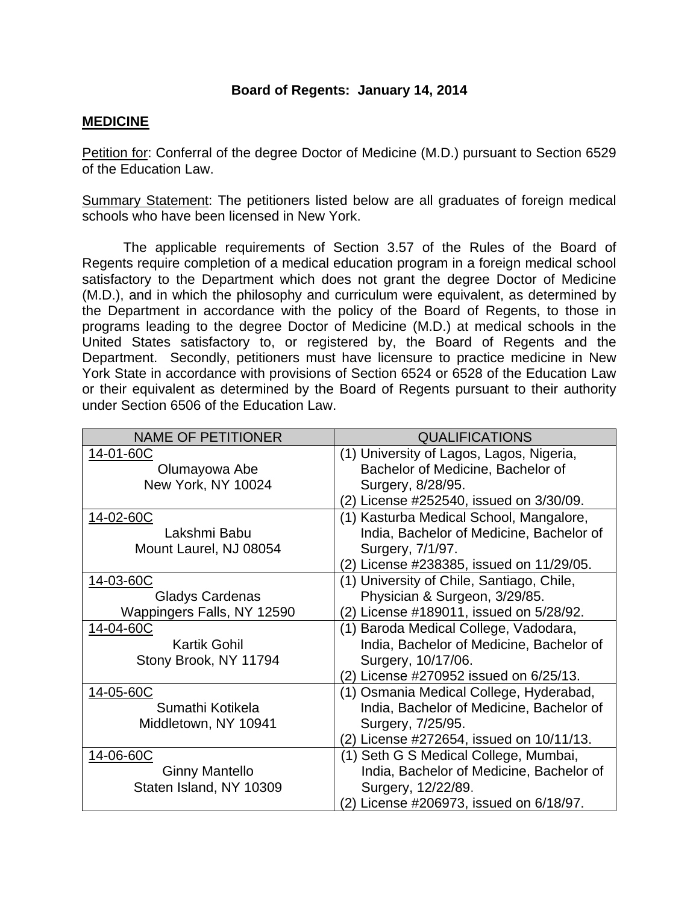**Board of Regents: January 14, 2014**

**MEDICINE**

Petition for: Conferral of the degree Doctor of Medicine (M.D.) pursuant to Section 6529 of the Education Law.

Summary Statement: The petitioners listed below are all graduates of foreign medical schools who have been licensed in New York.

The applicable requirements of Section 3.57 of the Rules of the Board of Regents require completion of a medical education program in a foreign medical school satisfactory to the Department which does not grant the degree Doctor of Medicine (M.D.), and in which the philosophy and curriculum were equivalent, as determined by the Department in accordance with the policy of the Board of Regents, to those in programs leading to the degree Doctor of Medicine (M.D.) at medical schools in the United States satisfactory to, or registered by, the Board of Regents and the Department. Secondly, petitioners must have licensure to practice medicine in New York State in accordance with provisions of Section 6524 or 6528 of the Education Law or their equivalent as determined by the Board of Regents pursuant to their authority under Section 6506 of the Education Law.

| NAME OF PETITIONER | QUALIFICATIONS |
|---|---|
| 14-01-60C<br>Olumayowa Abe<br>New York, NY 10024 | (1) University of Lagos, Lagos, Nigeria, Bachelor of Medicine, Bachelor of Surgery, 8/28/95.<br>(2) License #252540, issued on 3/30/09. |
| 14-02-60C<br>Lakshmi Babu<br>Mount Laurel, NJ 08054 | (1) Kasturba Medical School, Mangalore, India, Bachelor of Medicine, Bachelor of Surgery, 7/1/97.<br>(2) License #238385, issued on 11/29/05. |
| 14-03-60C<br>Gladys Cardenas<br>Wappingers Falls, NY 12590 | (1) University of Chile, Santiago, Chile, Physician & Surgeon, 3/29/85.<br>(2) License #189011, issued on 5/28/92. |
| 14-04-60C<br>Kartik Gohil<br>Stony Brook, NY 11794 | (1) Baroda Medical College, Vadodara, India, Bachelor of Medicine, Bachelor of Surgery, 10/17/06.<br>(2) License #270952 issued on 6/25/13. |
| 14-05-60C<br>Sumathi Kotikela<br>Middletown, NY 10941 | (1) Osmania Medical College, Hyderabad, India, Bachelor of Medicine, Bachelor of Surgery, 7/25/95.<br>(2) License #272654, issued on 10/11/13. |
| 14-06-60C<br>Ginny Mantello<br>Staten Island, NY 10309 | (1) Seth G S Medical College, Mumbai, India, Bachelor of Medicine, Bachelor of Surgery, 12/22/89.<br>(2) License #206973, issued on 6/18/97. |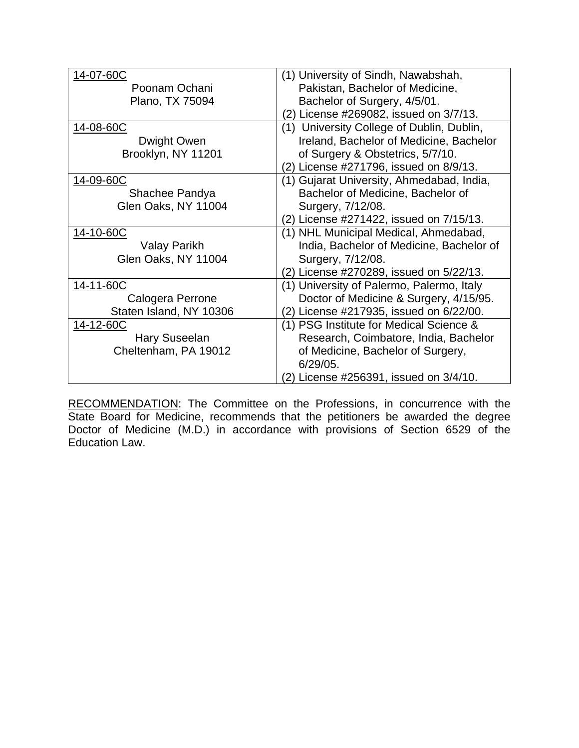| | |
|---|---|
| 14-07-60C<br>Poonam Ochani<br>Plano, TX 75094 | (1) University of Sindh, Nawabshah, Pakistan, Bachelor of Medicine, Bachelor of Surgery, 4/5/01.<br>(2) License #269082, issued on 3/7/13. |
| 14-08-60C<br>Dwight Owen<br>Brooklyn, NY 11201 | (1) University College of Dublin, Dublin, Ireland, Bachelor of Medicine, Bachelor of Surgery & Obstetrics, 5/7/10.<br>(2) License #271796, issued on 8/9/13. |
| 14-09-60C<br>Shachee Pandya<br>Glen Oaks, NY 11004 | (1) Gujarat University, Ahmedabad, India, Bachelor of Medicine, Bachelor of Surgery, 7/12/08.<br>(2) License #271422, issued on 7/15/13. |
| 14-10-60C<br>Valay Parikh<br>Glen Oaks, NY 11004 | (1) NHL Municipal Medical, Ahmedabad, India, Bachelor of Medicine, Bachelor of Surgery, 7/12/08.<br>(2) License #270289, issued on 5/22/13. |
| 14-11-60C<br>Calogera Perrone<br>Staten Island, NY 10306 | (1) University of Palermo, Palermo, Italy Doctor of Medicine & Surgery, 4/15/95.<br>(2) License #217935, issued on 6/22/00. |
| 14-12-60C<br>Hary Suseelan<br>Cheltenham, PA 19012 | (1) PSG Institute for Medical Science & Research, Coimbatore, India, Bachelor of Medicine, Bachelor of Surgery, 6/29/05.<br>(2) License #256391, issued on 3/4/10. |

RECOMMENDATION: The Committee on the Professions, in concurrence with the State Board for Medicine, recommends that the petitioners be awarded the degree Doctor of Medicine (M.D.) in accordance with provisions of Section 6529 of the Education Law.